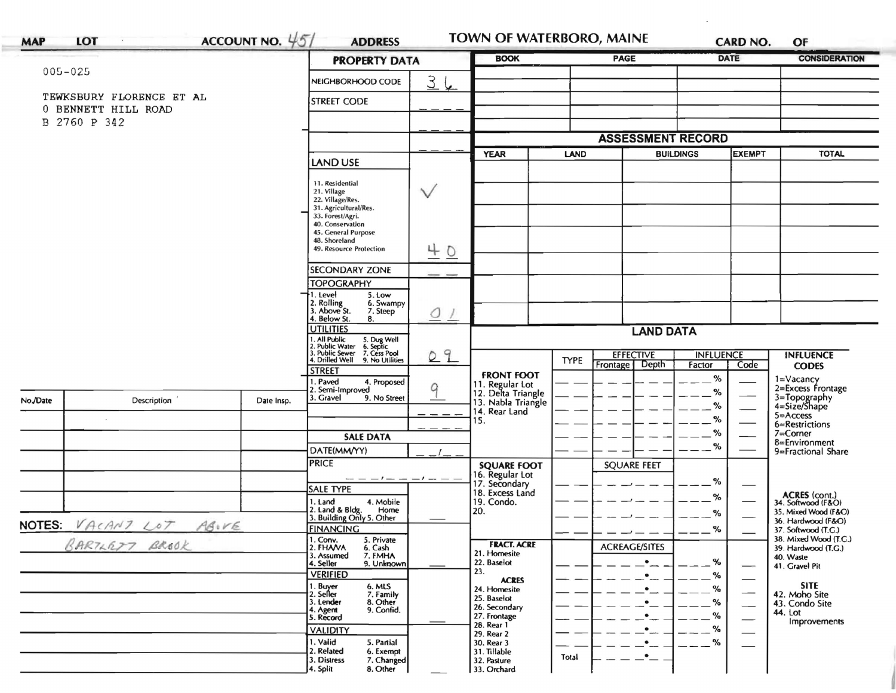**MAP** **LOT** **ACCOUNT NO.** 451 **ADDRESS** **TOWN OF WATERBORO, MAINE** **CARD NO.** **OF**

005-025

TEWKSBURY FLORENCE ET AL
0 BENNETT HILL ROAD
B 2760 P 342

## PROPERTY DATA

| | |
|---|---|
| NEIGHBORHOOD CODE | 36 |
| STREET CODE | |
| LAND USE | ✓ |
| 11. Residential, 21. Village, 22. Village/Res., 31. Agricultural/Res., 33. Forest/Agri., 40. Conservation, 45. General Purpose, 48. Shoreland, 49. Resource Protection | 40 |
| SECONDARY ZONE | |
| TOPOGRAPHY: 1. Level, 2. Rolling, 3. Above St., 4. Below St., 5. Low, 6. Swampy, 7. Steep, 8. | 01 |
| UTILITIES: 1. All Public, 2. Public Water, 3. Public Sewer, 4. Drilled Well, 5. Dug Well, 6. Septic, 7. Cess Pool, 9. No Utilities | 09 |
| STREET: 1. Paved, 2. Semi-Improved, 3. Gravel, 4. Proposed, 9. No Street | 9 |

## SALE DATA

| | |
|---|---|
| DATE(MM/YY) | |
| PRICE | |
| SALE TYPE: 1. Land, 2. Land & Bldg., 3. Building Only, 4. Mobile Home, 5. Other | |
| FINANCING: 1. Conv., 2. FHA/VA, 3. Assumed, 4. Seller, 5. Private, 6. Cash, 7. FMHA, 9. Unknown | |
| VERIFIED: 1. Buyer, 2. Seller, 3. Lender, 4. Agent, 5. Record, 6. MLS, 7. Family, 8. Other, 9. Confid. | |
| VALIDITY: 1. Valid, 2. Related, 3. Distress, 4. Split, 5. Partial, 6. Exempt, 7. Changed, 8. Other | |

| BOOK | PAGE | DATE | CONSIDERATION |
|---|---|---|---|
| | | | |

## ASSESSMENT RECORD

| YEAR | LAND | BUILDINGS | EXEMPT | TOTAL |
|---|---|---|---|---|
| | | | | |

## LAND DATA

| | TYPE | EFFECTIVE Frontage | EFFECTIVE Depth | INFLUENCE Factor | INFLUENCE Code |
|---|---|---|---|---|---|
| FRONT FOOT: 11. Regular Lot, 12. Delta Triangle, 13. Nabla Triangle, 14. Rear Land, 15. | | | | % | |
| SQUARE FOOT: 16. Regular Lot, 17. Secondary, 18. Excess Land, 19. Condo., 20. | | SQUARE FEET | | % | |
| FRACT. ACRE: 21. Homesite, 22. Baselot, 23. ACRES: 24. Homesite, 25. Baselot, 26. Secondary, 27. Frontage, 28. Rear 1, 29. Rear 2, 30. Rear 3, 31. Tillable, 32. Pasture, 33. Orchard | | ACREAGE/SITES | | % | |
| | Total | | | | |

**INFLUENCE CODES**
1=Vacancy
2=Excess Frontage
3=Topography
4=Size/Shape
5=Access
6=Restrictions
7=Corner
8=Environment
9=Fractional Share

**ACRES (cont.)**
34. Softwood (F&O)
35. Mixed Wood (F&O)
36. Hardwood (F&O)
37. Softwood (T.G.)
38. Mixed Wood (T.G.)
39. Hardwood (T.G.)
40. Waste
41. Gravel Pit

**SITE**
42. Moho Site
43. Condo Site
44. Lot Improvements

| No./Date | Description | Date Insp. |
|---|---|---|
| | | |

**NOTES:** VACANT LOT ABOVE BARTLETT BROOK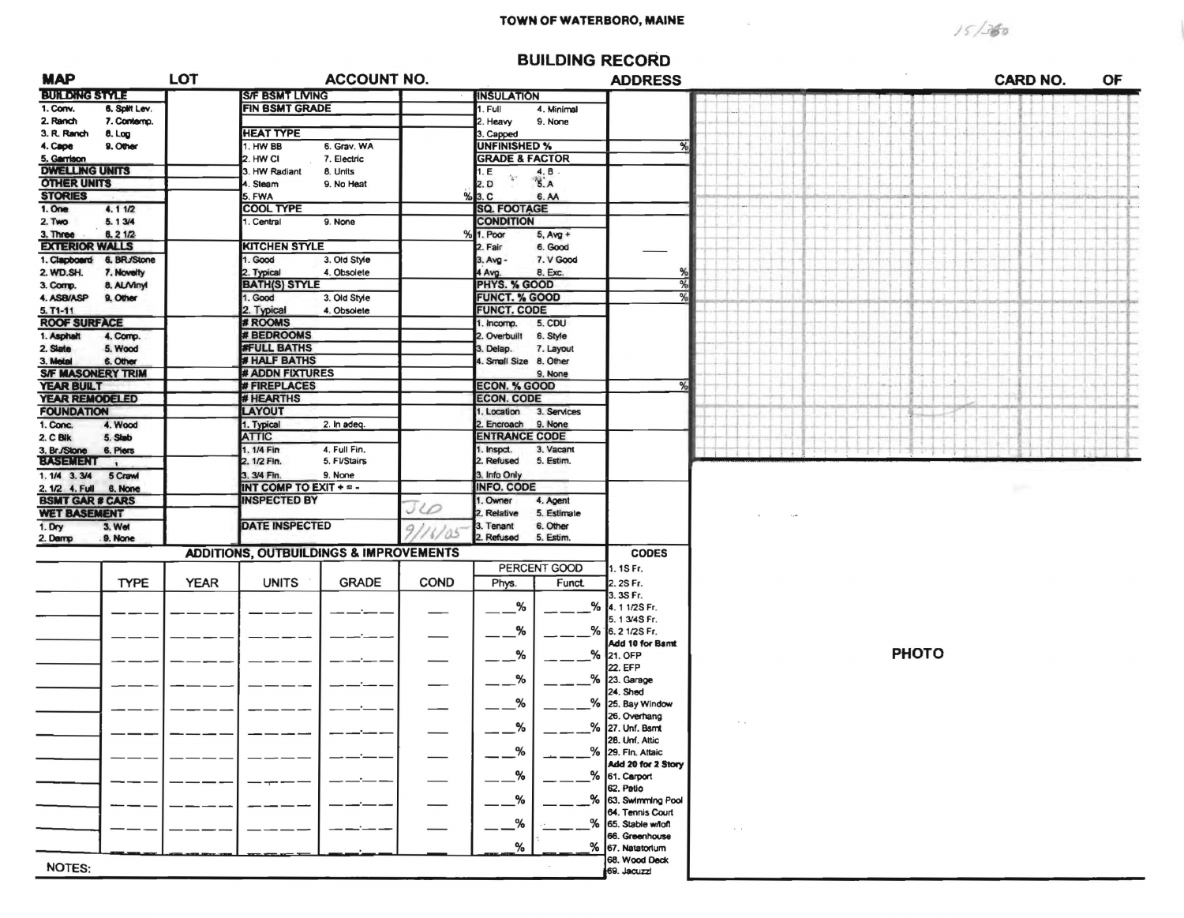# TOWN OF WATERBORO, MAINE

15/260

## BUILDING RECORD

MAP | LOT | ACCOUNT NO. | ADDRESS | CARD NO. | OF

| | | | | | |
|---|---|---|---|---|---|
| **BUILDING STYLE** 1. Conv. 6. Split Lev. 2. Ranch 7. Contemp. 3. R. Ranch 8. Log 4. Cape 9. Other 5. Garrison | | **S/F BSMT LIVING** | | **INSULATION** 1. Full 4. Minimal 2. Heavy 9. None 3. Capped | |
| | | **FIN BSMT GRADE** | | | |
| | | **HEAT TYPE** 1. HW BB 6. Grav. WA 2. HW CI 7. Electric 3. HW Radiant 8. Units 4. Steam 9. No Heat 5. FWA | % | **UNFINISHED %** | % |
| **DWELLING UNITS** | | | | **GRADE & FACTOR** 1. E 4. B 2. D 5. A 3. C 6. AA | |
| **OTHER UNITS** | | | | | |
| **STORIES** 1. One 4. 1 1/2 2. Two 5. 1 3/4 3. Three 6. 2 1/2 | | **COOL TYPE** 1. Central 9. None | % | **SQ. FOOTAGE** | |
| | | | | **CONDITION** 1. Poor 5. Avg + 2. Fair 6. Good 3. Avg - 7. V Good 4. Avg. 8. Exc. | % |
| **EXTERIOR WALLS** 1. Clapboard 6. BR./Stone 2. WD.SH. 7. Novelty 3. Comp. 8. AL/Vinyl 4. ASB/ASP 9. Other 5. T1-11 | | **KITCHEN STYLE** 1. Good 3. Old Style 2. Typical 4. Obsolete | | | |
| | | **BATH(S) STYLE** 1. Good 3. Old Style 2. Typical 4. Obsolete | | **PHYS. % GOOD** | % |
| | | | | **FUNCT. % GOOD** | % |
| | | | | **FUNCT. CODE** 1. Incomp. 5. CDU 2. Overbuilt 6. Style 3. Delap. 7. Layout 4. Small Size 8. Other 9. None | |
| **ROOF SURFACE** 1. Asphalt 4. Comp. 2. Slate 5. Wood 3. Metal 6. Other | | **# ROOMS** | | | |
| | | **# BEDROOMS** | | | |
| | | **#FULL BATHS** | | | |
| | | **# HALF BATHS** | | | |
| **S/F MASONERY TRIM** | | **# ADDN FIXTURES** | | | |
| **YEAR BUILT** | | **# FIREPLACES** | | **ECON. % GOOD** | % |
| **YEAR REMODELED** | | **# HEARTHS** | | **ECON. CODE** 1. Location 3. Services 2. Encroach 9. None | |
| **FOUNDATION** 1. Conc. 4. Wood 2. C Blk 5. Slab 3. Br./Stone 6. Piers | | **LAYOUT** 1. Typical 2. In adeq. | | | |
| | | **ATTIC** 1. 1/4 Fin 4. Full Fin. 2. 1/2 Fin. 5. Fl/Stairs 3. 3/4 Fin. 9. None | | **ENTRANCE CODE** 1. Inspct. 3. Vacant 2. Refused 5. Estim. 3. Info Only | |
| **BASEMENT** 1. 1/4 3. 3/4 5 Crawl 2. 1/2 4. Full 6. None | | | | | |
| | | **INT COMP TO EXIT + = -** | | **INFO. CODE** 1. Owner 4. Agent 2. Relative 5. Estimate 3. Tenant 6. Other 2. Refused 5. Estim. | |
| **BSMT GAR # CARS** | | **INSPECTED BY** | JLO | | |
| **WET BASEMENT** 1. Dry 3. Wet 2. Damp 9. None | | **DATE INSPECTED** | 9/16/05 | | |

## ADDITIONS, OUTBUILDINGS & IMPROVEMENTS

| | TYPE | YEAR | UNITS | GRADE | COND | PERCENT GOOD Phys. | Funct. |
|---|---|---|---|---|---|---|---|
| | | | | | | % | % |
| | | | | | | % | % |
| | | | | | | % | % |
| | | | | | | % | % |
| | | | | | | % | % |
| | | | | | | % | % |
| | | | | | | % | % |
| | | | | | | % | % |
| | | | | | | % | % |
| | | | | | | % | % |
| | | | | | | % | % |

**CODES**
1. 1S Fr.
2. 2S Fr.
3. 3S Fr.
4. 1 1/2S Fr.
5. 1 3/4S Fr.
6. 2 1/2S Fr.

**Add 10 for Bsmt**

21. OFP
22. EFP
23. Garage
24. Shed
25. Bay Window
26. Overhang
27. Unf. Bsmt
28. Unf. Attic
29. Fin. Attaic

**Add 20 for 2 Story**

61. Carport
62. Patio
63. Swimming Pool
64. Tennis Court
65. Stable w/loft
66. Greenhouse
67. Natatorium
68. Wood Deck
69. Jacuzzi

NOTES:

PHOTO